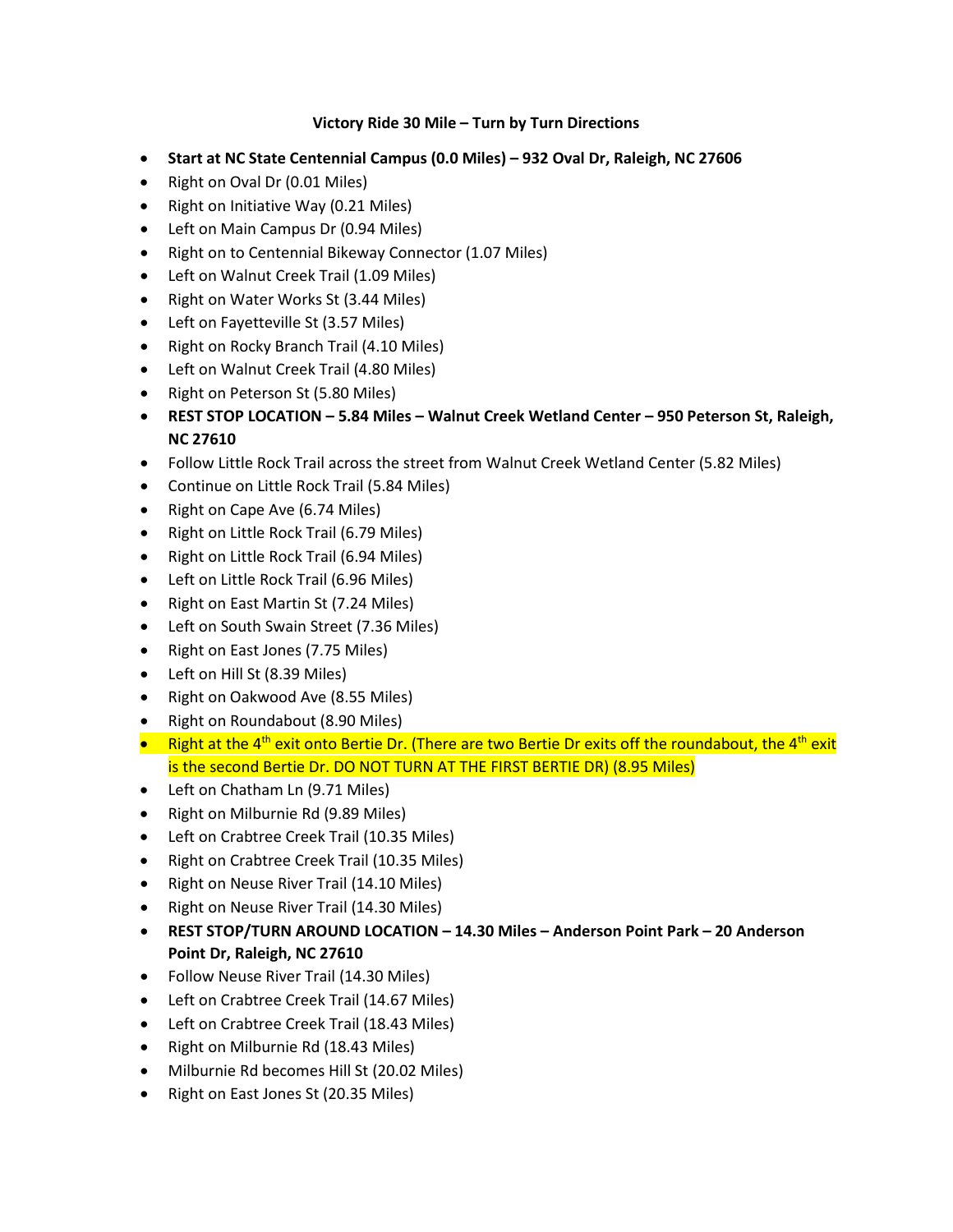**Victory Ride 30 Mile – Turn by Turn Directions**

- **Start at NC State Centennial Campus (0.0 Miles) – 932 Oval Dr, Raleigh, NC 27606**
- Right on Oval Dr (0.01 Miles)
- Right on Initiative Way (0.21 Miles)
- Left on Main Campus Dr (0.94 Miles)
- Right on to Centennial Bikeway Connector (1.07 Miles)
- Left on Walnut Creek Trail (1.09 Miles)
- Right on Water Works St (3.44 Miles)
- Left on Fayetteville St (3.57 Miles)
- Right on Rocky Branch Trail (4.10 Miles)
- Left on Walnut Creek Trail (4.80 Miles)
- Right on Peterson St (5.80 Miles)
- **REST STOP LOCATION – 5.84 Miles – Walnut Creek Wetland Center – 950 Peterson St, Raleigh, NC 27610**
- Follow Little Rock Trail across the street from Walnut Creek Wetland Center (5.82 Miles)
- Continue on Little Rock Trail (5.84 Miles)
- Right on Cape Ave (6.74 Miles)
- Right on Little Rock Trail (6.79 Miles)
- Right on Little Rock Trail (6.94 Miles)
- Left on Little Rock Trail (6.96 Miles)
- Right on East Martin St (7.24 Miles)
- Left on South Swain Street (7.36 Miles)
- Right on East Jones (7.75 Miles)
- Left on Hill St (8.39 Miles)
- Right on Oakwood Ave (8.55 Miles)
- Right on Roundabout (8.90 Miles)
- Right at the 4th exit onto Bertie Dr. (There are two Bertie Dr exits off the roundabout, the 4th exit is the second Bertie Dr. DO NOT TURN AT THE FIRST BERTIE DR) (8.95 Miles)
- Left on Chatham Ln (9.71 Miles)
- Right on Milburnie Rd (9.89 Miles)
- Left on Crabtree Creek Trail (10.35 Miles)
- Right on Crabtree Creek Trail (10.35 Miles)
- Right on Neuse River Trail (14.10 Miles)
- Right on Neuse River Trail (14.30 Miles)
- **REST STOP/TURN AROUND LOCATION – 14.30 Miles – Anderson Point Park – 20 Anderson Point Dr, Raleigh, NC 27610**
- Follow Neuse River Trail (14.30 Miles)
- Left on Crabtree Creek Trail (14.67 Miles)
- Left on Crabtree Creek Trail (18.43 Miles)
- Right on Milburnie Rd (18.43 Miles)
- Milburnie Rd becomes Hill St (20.02 Miles)
- Right on East Jones St (20.35 Miles)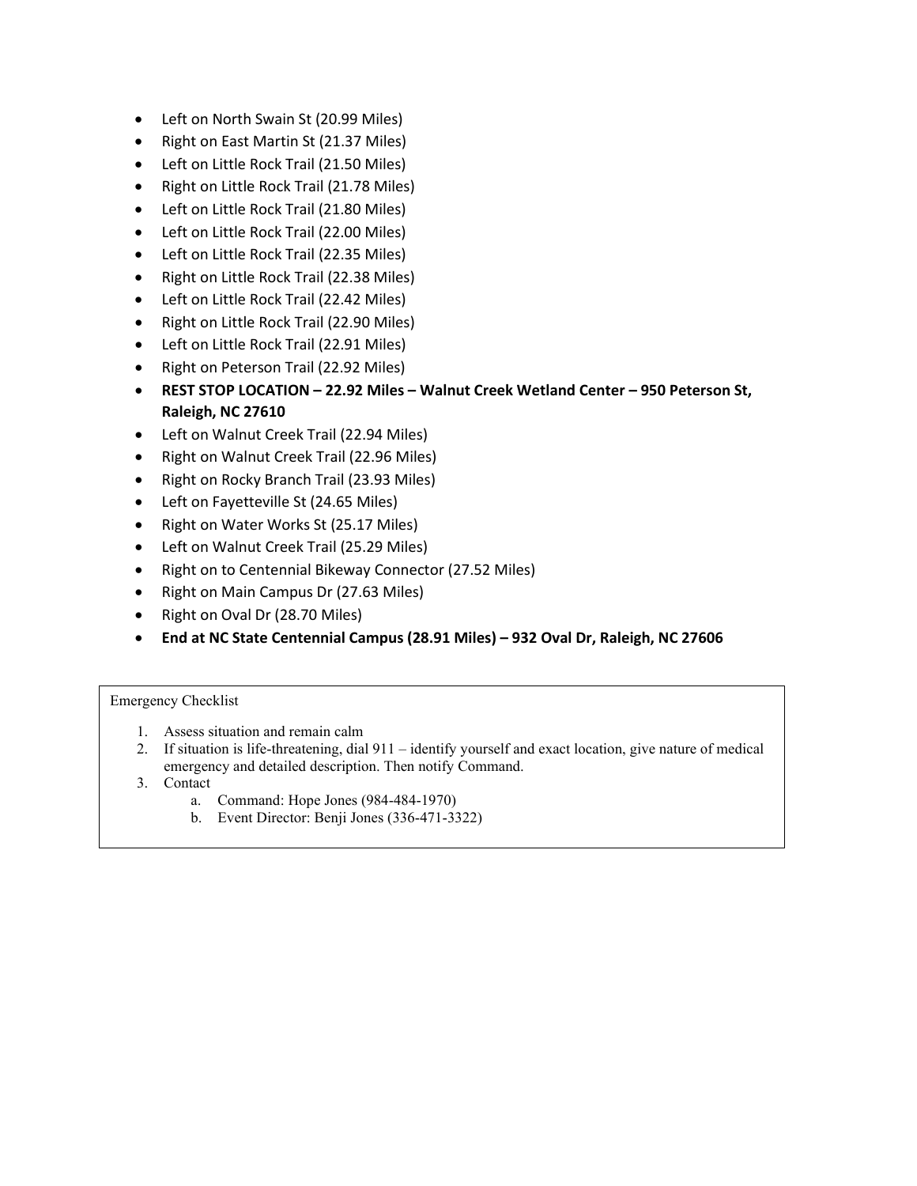- Left on North Swain St (20.99 Miles)
- Right on East Martin St (21.37 Miles)
- Left on Little Rock Trail (21.50 Miles)
- Right on Little Rock Trail (21.78 Miles)
- Left on Little Rock Trail (21.80 Miles)
- Left on Little Rock Trail (22.00 Miles)
- Left on Little Rock Trail (22.35 Miles)
- Right on Little Rock Trail (22.38 Miles)
- Left on Little Rock Trail (22.42 Miles)
- Right on Little Rock Trail (22.90 Miles)
- Left on Little Rock Trail (22.91 Miles)
- Right on Peterson Trail (22.92 Miles)
- **REST STOP LOCATION – 22.92 Miles – Walnut Creek Wetland Center – 950 Peterson St, Raleigh, NC 27610**
- Left on Walnut Creek Trail (22.94 Miles)
- Right on Walnut Creek Trail (22.96 Miles)
- Right on Rocky Branch Trail (23.93 Miles)
- Left on Fayetteville St (24.65 Miles)
- Right on Water Works St (25.17 Miles)
- Left on Walnut Creek Trail (25.29 Miles)
- Right on to Centennial Bikeway Connector (27.52 Miles)
- Right on Main Campus Dr (27.63 Miles)
- Right on Oval Dr (28.70 Miles)
- **End at NC State Centennial Campus (28.91 Miles) – 932 Oval Dr, Raleigh, NC 27606**

Emergency Checklist

1. Assess situation and remain calm
2. If situation is life-threatening, dial 911 – identify yourself and exact location, give nature of medical emergency and detailed description. Then notify Command.
3. Contact
    a. Command: Hope Jones (984-484-1970)
    b. Event Director: Benji Jones (336-471-3322)